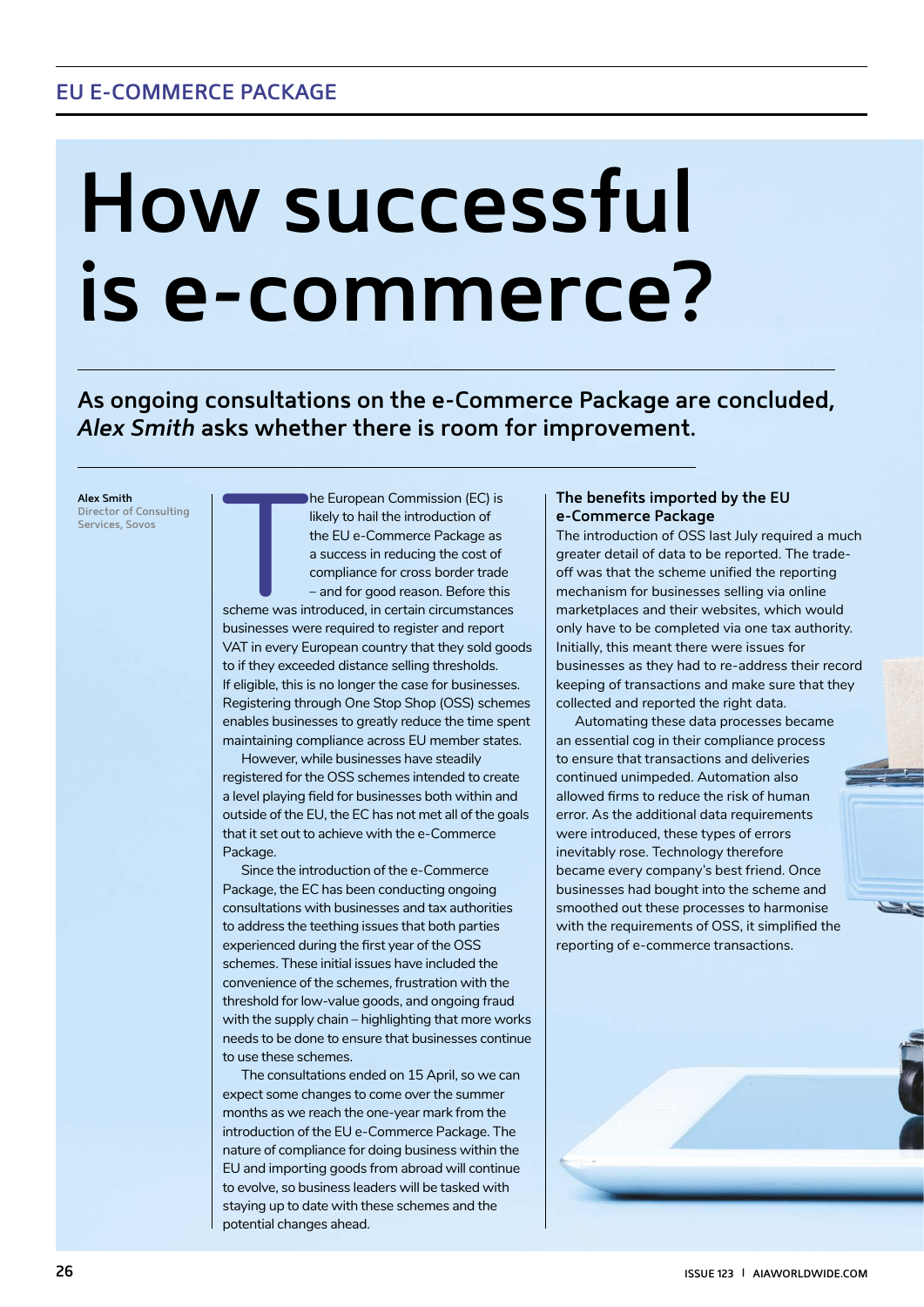EU E-COMMERCE PACKAGE

# How successful is e-commerce?

**As ongoing consultations on the e-Commerce Package are concluded, *Alex Smith* asks whether there is room for improvement.**

**Alex Smith**
Director of Consulting Services, Sovos

The European Commission (EC) is likely to hail the introduction of the EU e-Commerce Package as a success in reducing the cost of compliance for cross border trade – and for good reason. Before this scheme was introduced, in certain circumstances businesses were required to register and report VAT in every European country that they sold goods to if they exceeded distance selling thresholds. If eligible, this is no longer the case for businesses. Registering through One Stop Shop (OSS) schemes enables businesses to greatly reduce the time spent maintaining compliance across EU member states.

However, while businesses have steadily registered for the OSS schemes intended to create a level playing field for businesses both within and outside of the EU, the EC has not met all of the goals that it set out to achieve with the e-Commerce Package.

Since the introduction of the e-Commerce Package, the EC has been conducting ongoing consultations with businesses and tax authorities to address the teething issues that both parties experienced during the first year of the OSS schemes. These initial issues have included the convenience of the schemes, frustration with the threshold for low-value goods, and ongoing fraud with the supply chain – highlighting that more works needs to be done to ensure that businesses continue to use these schemes.

The consultations ended on 15 April, so we can expect some changes to come over the summer months as we reach the one-year mark from the introduction of the EU e-Commerce Package. The nature of compliance for doing business within the EU and importing goods from abroad will continue to evolve, so business leaders will be tasked with staying up to date with these schemes and the potential changes ahead.

### The benefits imported by the EU e-Commerce Package

The introduction of OSS last July required a much greater detail of data to be reported. The trade-off was that the scheme unified the reporting mechanism for businesses selling via online marketplaces and their websites, which would only have to be completed via one tax authority. Initially, this meant there were issues for businesses as they had to re-address their record keeping of transactions and make sure that they collected and reported the right data.

Automating these data processes became an essential cog in their compliance process to ensure that transactions and deliveries continued unimpeded. Automation also allowed firms to reduce the risk of human error. As the additional data requirements were introduced, these types of errors inevitably rose. Technology therefore became every company's best friend. Once businesses had bought into the scheme and smoothed out these processes to harmonise with the requirements of OSS, it simplified the reporting of e-commerce transactions.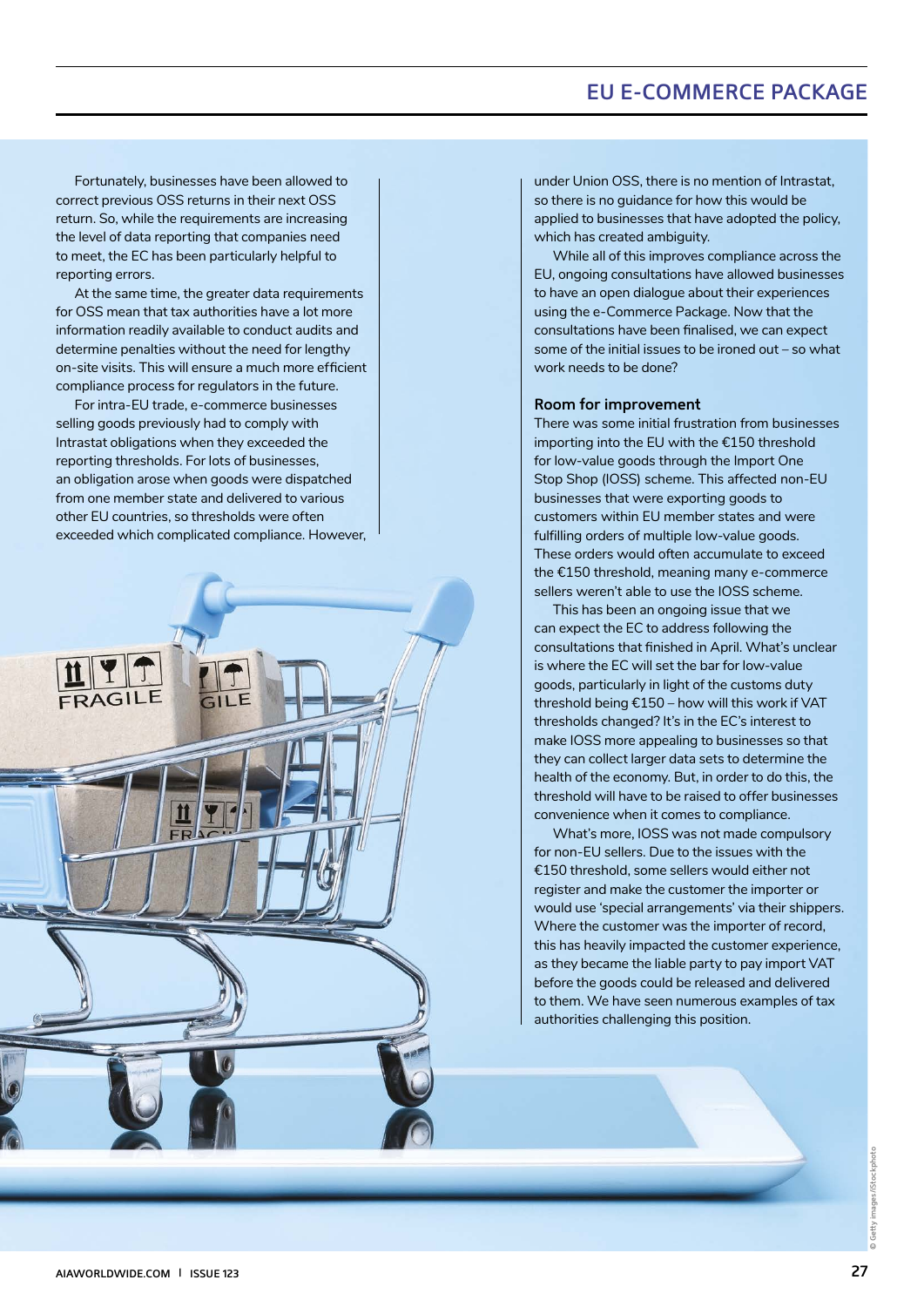Fortunately, businesses have been allowed to correct previous OSS returns in their next OSS return. So, while the requirements are increasing the level of data reporting that companies need to meet, the EC has been particularly helpful to reporting errors.

At the same time, the greater data requirements for OSS mean that tax authorities have a lot more information readily available to conduct audits and determine penalties without the need for lengthy on-site visits. This will ensure a much more efficient compliance process for regulators in the future.

For intra-EU trade, e-commerce businesses selling goods previously had to comply with Intrastat obligations when they exceeded the reporting thresholds. For lots of businesses, an obligation arose when goods were dispatched from one member state and delivered to various other EU countries, so thresholds were often exceeded which complicated compliance. However, under Union OSS, there is no mention of Intrastat, so there is no guidance for how this would be applied to businesses that have adopted the policy, which has created ambiguity.

While all of this improves compliance across the EU, ongoing consultations have allowed businesses to have an open dialogue about their experiences using the e-Commerce Package. Now that the consultations have been finalised, we can expect some of the initial issues to be ironed out – so what work needs to be done?

## Room for improvement

There was some initial frustration from businesses importing into the EU with the €150 threshold for low-value goods through the Import One Stop Shop (IOSS) scheme. This affected non-EU businesses that were exporting goods to customers within EU member states and were fulfilling orders of multiple low-value goods. These orders would often accumulate to exceed the €150 threshold, meaning many e-commerce sellers weren't able to use the IOSS scheme.

This has been an ongoing issue that we can expect the EC to address following the consultations that finished in April. What's unclear is where the EC will set the bar for low-value goods, particularly in light of the customs duty threshold being €150 – how will this work if VAT thresholds changed? It's in the EC's interest to make IOSS more appealing to businesses so that they can collect larger data sets to determine the health of the economy. But, in order to do this, the threshold will have to be raised to offer businesses convenience when it comes to compliance.

What's more, IOSS was not made compulsory for non-EU sellers. Due to the issues with the €150 threshold, some sellers would either not register and make the customer the importer or would use 'special arrangements' via their shippers. Where the customer was the importer of record, this has heavily impacted the customer experience, as they became the liable party to pay import VAT before the goods could be released and delivered to them. We have seen numerous examples of tax authorities challenging this position.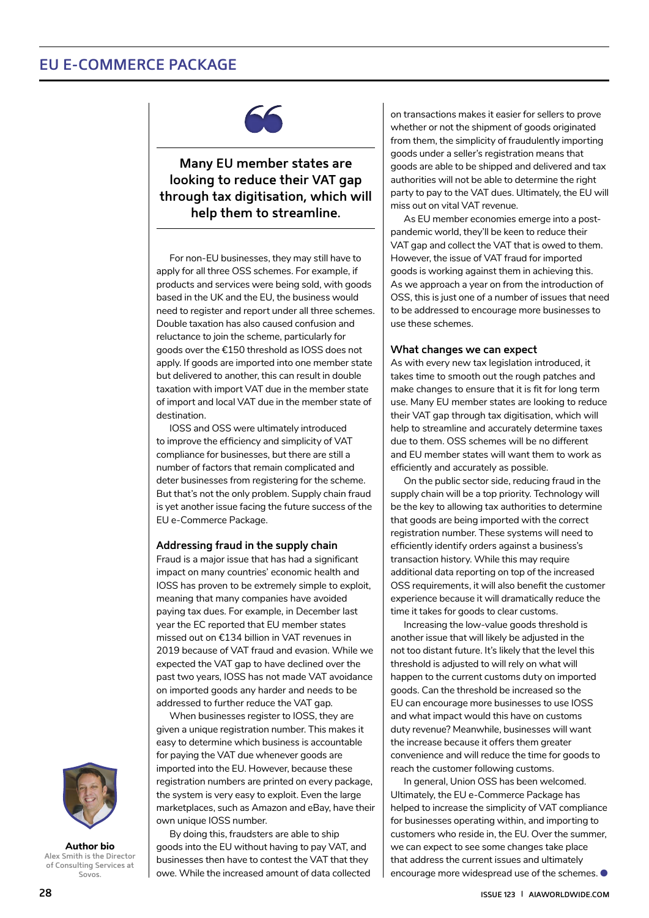> Many EU member states are looking to reduce their VAT gap through tax digitisation, which will help them to streamline.

For non-EU businesses, they may still have to apply for all three OSS schemes. For example, if products and services were being sold, with goods based in the UK and the EU, the business would need to register and report under all three schemes. Double taxation has also caused confusion and reluctance to join the scheme, particularly for goods over the €150 threshold as IOSS does not apply. If goods are imported into one member state but delivered to another, this can result in double taxation with import VAT due in the member state of import and local VAT due in the member state of destination.

IOSS and OSS were ultimately introduced to improve the efficiency and simplicity of VAT compliance for businesses, but there are still a number of factors that remain complicated and deter businesses from registering for the scheme. But that's not the only problem. Supply chain fraud is yet another issue facing the future success of the EU e-Commerce Package.

### Addressing fraud in the supply chain

Fraud is a major issue that has had a significant impact on many countries' economic health and IOSS has proven to be extremely simple to exploit, meaning that many companies have avoided paying tax dues. For example, in December last year the EC reported that EU member states missed out on €134 billion in VAT revenues in 2019 because of VAT fraud and evasion. While we expected the VAT gap to have declined over the past two years, IOSS has not made VAT avoidance on imported goods any harder and needs to be addressed to further reduce the VAT gap.

When businesses register to IOSS, they are given a unique registration number. This makes it easy to determine which business is accountable for paying the VAT due whenever goods are imported into the EU. However, because these registration numbers are printed on every package, the system is very easy to exploit. Even the large marketplaces, such as Amazon and eBay, have their own unique IOSS number.

By doing this, fraudsters are able to ship goods into the EU without having to pay VAT, and businesses then have to contest the VAT that they owe. While the increased amount of data collected on transactions makes it easier for sellers to prove whether or not the shipment of goods originated from them, the simplicity of fraudulently importing goods under a seller's registration means that goods are able to be shipped and delivered and tax authorities will not be able to determine the right party to pay to the VAT dues. Ultimately, the EU will miss out on vital VAT revenue.

As EU member economies emerge into a post-pandemic world, they'll be keen to reduce their VAT gap and collect the VAT that is owed to them. However, the issue of VAT fraud for imported goods is working against them in achieving this. As we approach a year on from the introduction of OSS, this is just one of a number of issues that need to be addressed to encourage more businesses to use these schemes.

### What changes we can expect

As with every new tax legislation introduced, it takes time to smooth out the rough patches and make changes to ensure that it is fit for long term use. Many EU member states are looking to reduce their VAT gap through tax digitisation, which will help to streamline and accurately determine taxes due to them. OSS schemes will be no different and EU member states will want them to work as efficiently and accurately as possible.

On the public sector side, reducing fraud in the supply chain will be a top priority. Technology will be the key to allowing tax authorities to determine that goods are being imported with the correct registration number. These systems will need to efficiently identify orders against a business's transaction history. While this may require additional data reporting on top of the increased OSS requirements, it will also benefit the customer experience because it will dramatically reduce the time it takes for goods to clear customs.

Increasing the low-value goods threshold is another issue that will likely be adjusted in the not too distant future. It's likely that the level this threshold is adjusted to will rely on what will happen to the current customs duty on imported goods. Can the threshold be increased so the EU can encourage more businesses to use IOSS and what impact would this have on customs duty revenue? Meanwhile, businesses will want the increase because it offers them greater convenience and will reduce the time for goods to reach the customer following customs.

In general, Union OSS has been welcomed. Ultimately, the EU e-Commerce Package has helped to increase the simplicity of VAT compliance for businesses operating within, and importing to customers who reside in, the EU. Over the summer, we can expect to see some changes take place that address the current issues and ultimately encourage more widespread use of the schemes.

**Author bio**
Alex Smith is the Director of Consulting Services at Sovos.